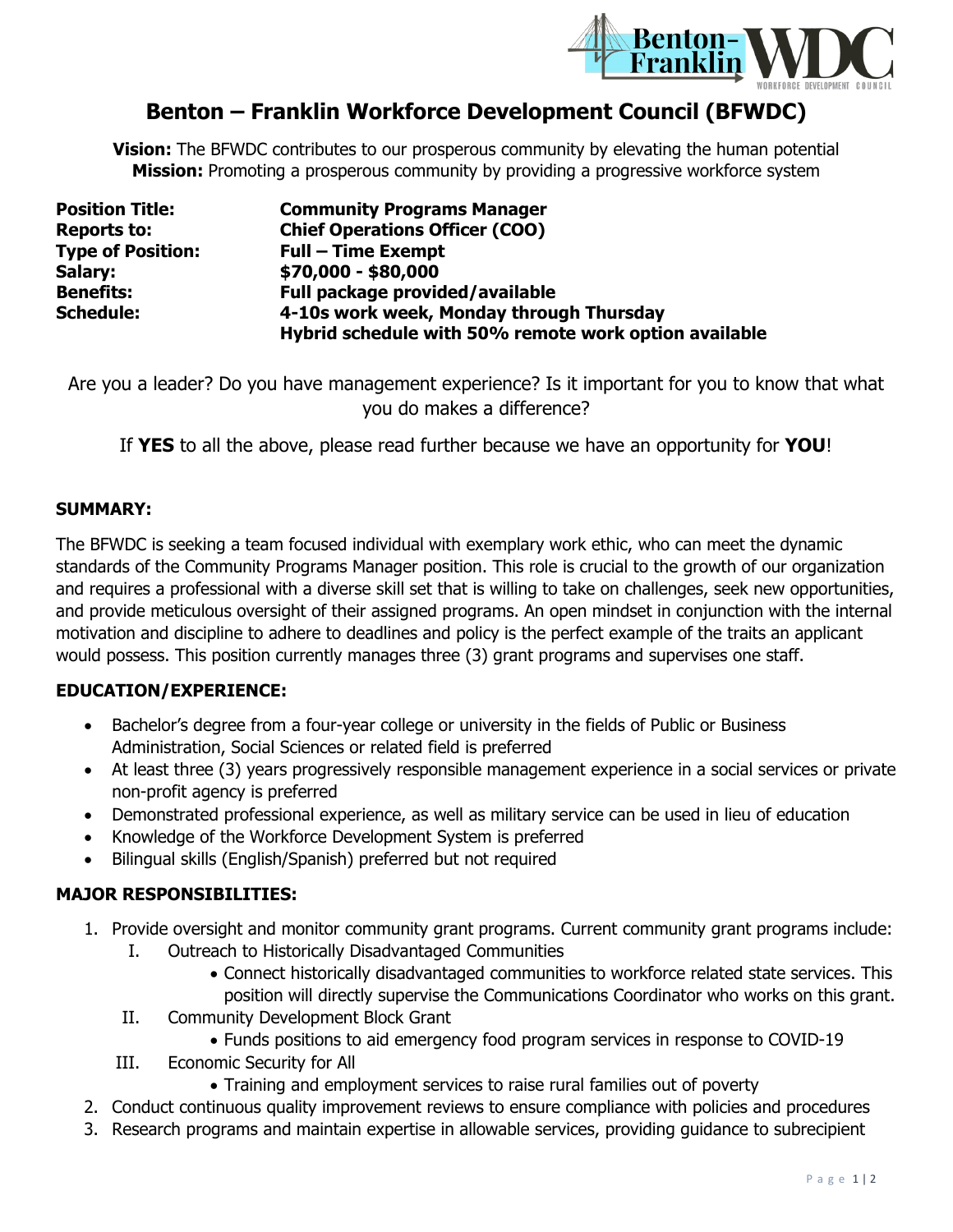# Benton – Franklin Workforce Development Council (BFWDC)

**Vision:** The BFWDC contributes to our prosperous community by elevating the human potential
**Mission:** Promoting a prosperous community by providing a progressive workforce system

| | |
|---|---|
| **Position Title:** | **Community Programs Manager** |
| **Reports to:** | **Chief Operations Officer (COO)** |
| **Type of Position:** | **Full – Time Exempt** |
| **Salary:** | **$70,000 - $80,000** |
| **Benefits:** | **Full package provided/available** |
| **Schedule:** | **4-10s work week, Monday through Thursday**<br>**Hybrid schedule with 50% remote work option available** |

Are you a leader? Do you have management experience? Is it important for you to know that what you do makes a difference?

If **YES** to all the above, please read further because we have an opportunity for **YOU**!

### SUMMARY:

The BFWDC is seeking a team focused individual with exemplary work ethic, who can meet the dynamic standards of the Community Programs Manager position. This role is crucial to the growth of our organization and requires a professional with a diverse skill set that is willing to take on challenges, seek new opportunities, and provide meticulous oversight of their assigned programs. An open mindset in conjunction with the internal motivation and discipline to adhere to deadlines and policy is the perfect example of the traits an applicant would possess. This position currently manages three (3) grant programs and supervises one staff.

### EDUCATION/EXPERIENCE:

- Bachelor's degree from a four-year college or university in the fields of Public or Business Administration, Social Sciences or related field is preferred
- At least three (3) years progressively responsible management experience in a social services or private non-profit agency is preferred
- Demonstrated professional experience, as well as military service can be used in lieu of education
- Knowledge of the Workforce Development System is preferred
- Bilingual skills (English/Spanish) preferred but not required

### MAJOR RESPONSIBILITIES:

1. Provide oversight and monitor community grant programs. Current community grant programs include:
   I. Outreach to Historically Disadvantaged Communities
      - Connect historically disadvantaged communities to workforce related state services. This position will directly supervise the Communications Coordinator who works on this grant.

   II. Community Development Block Grant
      - Funds positions to aid emergency food program services in response to COVID-19

   III. Economic Security for All
      - Training and employment services to raise rural families out of poverty
2. Conduct continuous quality improvement reviews to ensure compliance with policies and procedures
3. Research programs and maintain expertise in allowable services, providing guidance to subrecipient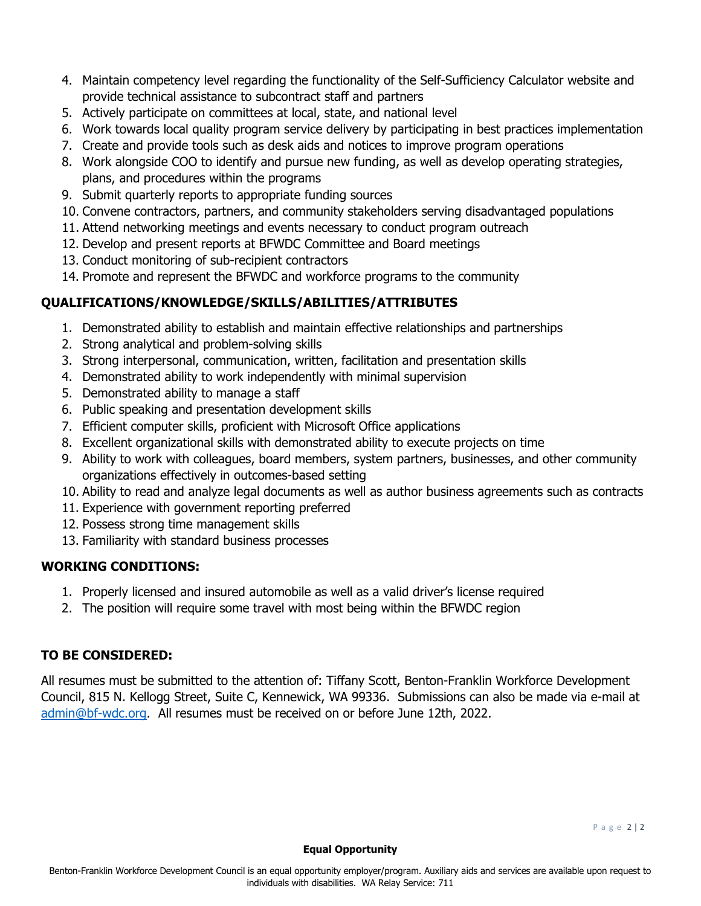4. Maintain competency level regarding the functionality of the Self-Sufficiency Calculator website and provide technical assistance to subcontract staff and partners
5. Actively participate on committees at local, state, and national level
6. Work towards local quality program service delivery by participating in best practices implementation
7. Create and provide tools such as desk aids and notices to improve program operations
8. Work alongside COO to identify and pursue new funding, as well as develop operating strategies, plans, and procedures within the programs
9. Submit quarterly reports to appropriate funding sources
10. Convene contractors, partners, and community stakeholders serving disadvantaged populations
11. Attend networking meetings and events necessary to conduct program outreach
12. Develop and present reports at BFWDC Committee and Board meetings
13. Conduct monitoring of sub-recipient contractors
14. Promote and represent the BFWDC and workforce programs to the community

## QUALIFICATIONS/KNOWLEDGE/SKILLS/ABILITIES/ATTRIBUTES

1. Demonstrated ability to establish and maintain effective relationships and partnerships
2. Strong analytical and problem-solving skills
3. Strong interpersonal, communication, written, facilitation and presentation skills
4. Demonstrated ability to work independently with minimal supervision
5. Demonstrated ability to manage a staff
6. Public speaking and presentation development skills
7. Efficient computer skills, proficient with Microsoft Office applications
8. Excellent organizational skills with demonstrated ability to execute projects on time
9. Ability to work with colleagues, board members, system partners, businesses, and other community organizations effectively in outcomes-based setting
10. Ability to read and analyze legal documents as well as author business agreements such as contracts
11. Experience with government reporting preferred
12. Possess strong time management skills
13. Familiarity with standard business processes

## WORKING CONDITIONS:

1. Properly licensed and insured automobile as well as a valid driver's license required
2. The position will require some travel with most being within the BFWDC region

## TO BE CONSIDERED:

All resumes must be submitted to the attention of: Tiffany Scott, Benton-Franklin Workforce Development Council, 815 N. Kellogg Street, Suite C, Kennewick, WA 99336. Submissions can also be made via e-mail at admin@bf-wdc.org. All resumes must be received on or before June 12th, 2022.

**Equal Opportunity**

Benton-Franklin Workforce Development Council is an equal opportunity employer/program. Auxiliary aids and services are available upon request to individuals with disabilities. WA Relay Service: 711